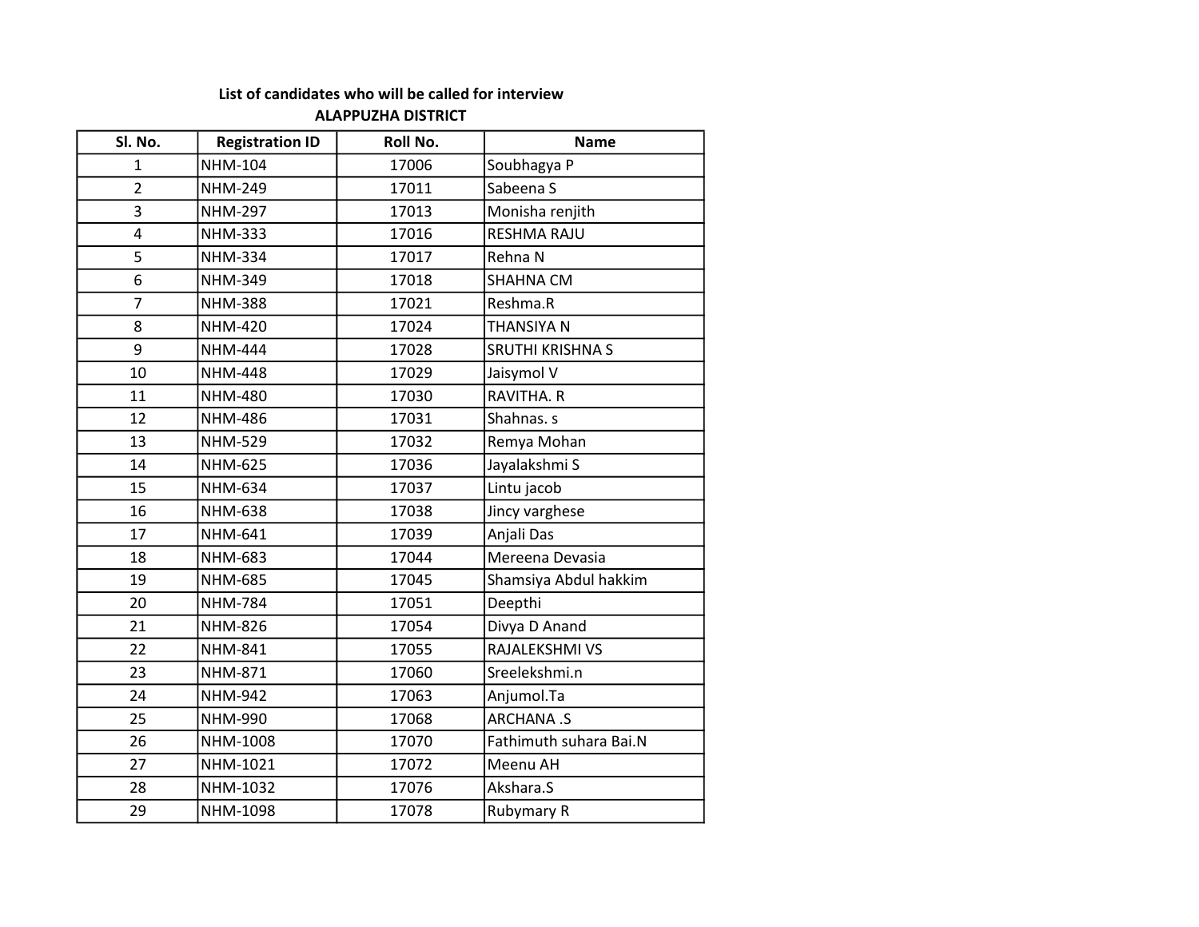**List of candidates who will be called for interview**

**ALAPPUZHA DISTRICT**

| Sl. No. | Registration ID | Roll No. | Name |
|---|---|---|---|
| 1 | NHM-104 | 17006 | Soubhagya P |
| 2 | NHM-249 | 17011 | Sabeena S |
| 3 | NHM-297 | 17013 | Monisha renjith |
| 4 | NHM-333 | 17016 | RESHMA RAJU |
| 5 | NHM-334 | 17017 | Rehna N |
| 6 | NHM-349 | 17018 | SHAHNA CM |
| 7 | NHM-388 | 17021 | Reshma.R |
| 8 | NHM-420 | 17024 | THANSIYA N |
| 9 | NHM-444 | 17028 | SRUTHI KRISHNA S |
| 10 | NHM-448 | 17029 | Jaisymol V |
| 11 | NHM-480 | 17030 | RAVITHA. R |
| 12 | NHM-486 | 17031 | Shahnas. s |
| 13 | NHM-529 | 17032 | Remya Mohan |
| 14 | NHM-625 | 17036 | Jayalakshmi S |
| 15 | NHM-634 | 17037 | Lintu jacob |
| 16 | NHM-638 | 17038 | Jincy varghese |
| 17 | NHM-641 | 17039 | Anjali Das |
| 18 | NHM-683 | 17044 | Mereena Devasia |
| 19 | NHM-685 | 17045 | Shamsiya Abdul hakkim |
| 20 | NHM-784 | 17051 | Deepthi |
| 21 | NHM-826 | 17054 | Divya D Anand |
| 22 | NHM-841 | 17055 | RAJALEKSHMI VS |
| 23 | NHM-871 | 17060 | Sreelekshmi.n |
| 24 | NHM-942 | 17063 | Anjumol.Ta |
| 25 | NHM-990 | 17068 | ARCHANA .S |
| 26 | NHM-1008 | 17070 | Fathimuth suhara Bai.N |
| 27 | NHM-1021 | 17072 | Meenu AH |
| 28 | NHM-1032 | 17076 | Akshara.S |
| 29 | NHM-1098 | 17078 | Rubymary R |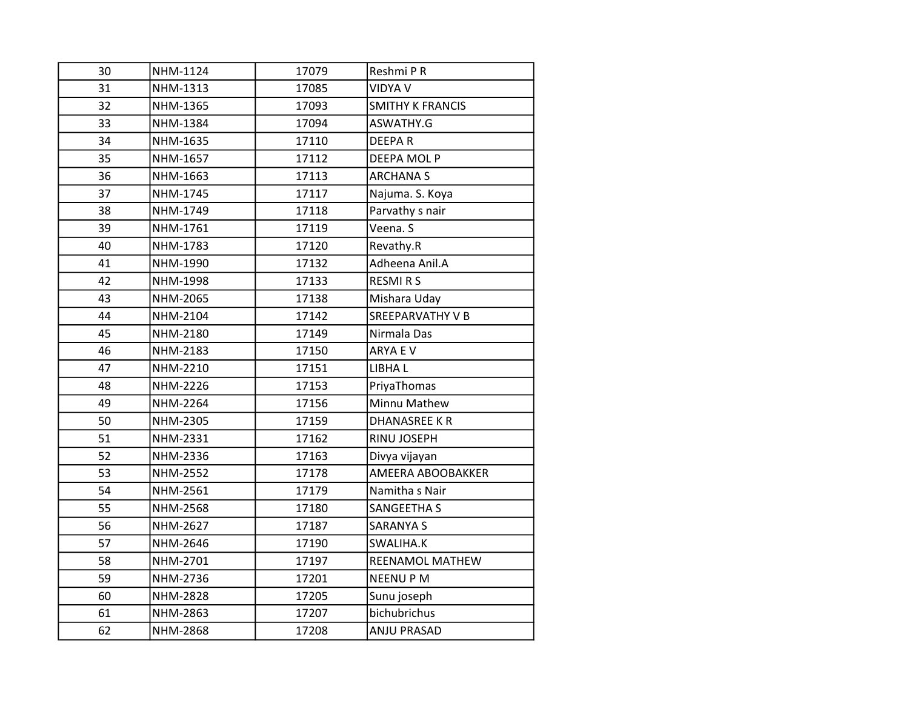| | | | |
|---|---|---|---|
| 30 | NHM-1124 | 17079 | Reshmi P R |
| 31 | NHM-1313 | 17085 | VIDYA V |
| 32 | NHM-1365 | 17093 | SMITHY K FRANCIS |
| 33 | NHM-1384 | 17094 | ASWATHY.G |
| 34 | NHM-1635 | 17110 | DEEPA R |
| 35 | NHM-1657 | 17112 | DEEPA MOL P |
| 36 | NHM-1663 | 17113 | ARCHANA S |
| 37 | NHM-1745 | 17117 | Najuma. S. Koya |
| 38 | NHM-1749 | 17118 | Parvathy s nair |
| 39 | NHM-1761 | 17119 | Veena. S |
| 40 | NHM-1783 | 17120 | Revathy.R |
| 41 | NHM-1990 | 17132 | Adheena Anil.A |
| 42 | NHM-1998 | 17133 | RESMI R S |
| 43 | NHM-2065 | 17138 | Mishara Uday |
| 44 | NHM-2104 | 17142 | SREEPARVATHY V B |
| 45 | NHM-2180 | 17149 | Nirmala Das |
| 46 | NHM-2183 | 17150 | ARYA E V |
| 47 | NHM-2210 | 17151 | LIBHA L |
| 48 | NHM-2226 | 17153 | PriyaThomas |
| 49 | NHM-2264 | 17156 | Minnu Mathew |
| 50 | NHM-2305 | 17159 | DHANASREE K R |
| 51 | NHM-2331 | 17162 | RINU JOSEPH |
| 52 | NHM-2336 | 17163 | Divya vijayan |
| 53 | NHM-2552 | 17178 | AMEERA ABOOBAKKER |
| 54 | NHM-2561 | 17179 | Namitha s Nair |
| 55 | NHM-2568 | 17180 | SANGEETHA S |
| 56 | NHM-2627 | 17187 | SARANYA S |
| 57 | NHM-2646 | 17190 | SWALIHA.K |
| 58 | NHM-2701 | 17197 | REENAMOL MATHEW |
| 59 | NHM-2736 | 17201 | NEENU P M |
| 60 | NHM-2828 | 17205 | Sunu joseph |
| 61 | NHM-2863 | 17207 | bichubrichus |
| 62 | NHM-2868 | 17208 | ANJU PRASAD |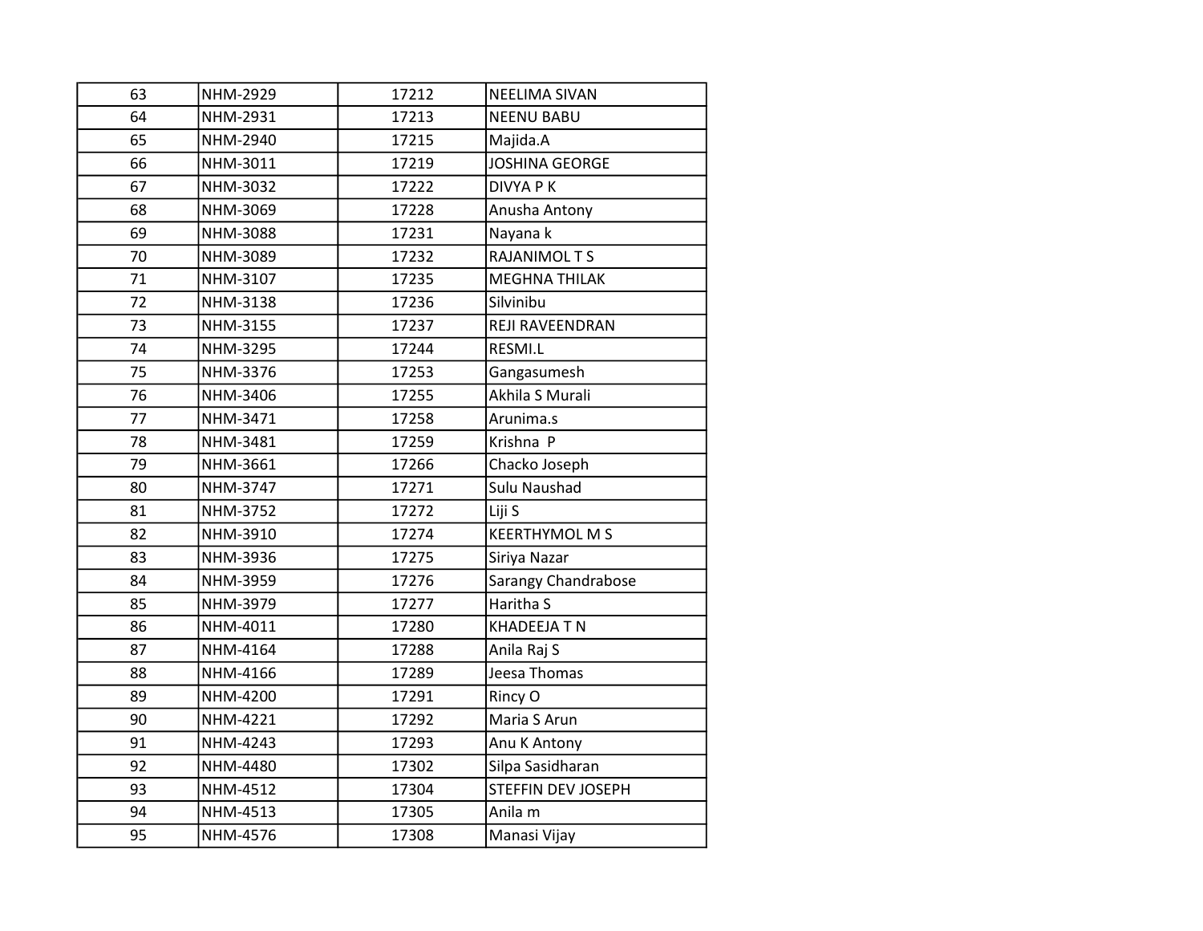| | | | |
|---|---|---|---|
| 63 | NHM-2929 | 17212 | NEELIMA SIVAN |
| 64 | NHM-2931 | 17213 | NEENU BABU |
| 65 | NHM-2940 | 17215 | Majida.A |
| 66 | NHM-3011 | 17219 | JOSHINA GEORGE |
| 67 | NHM-3032 | 17222 | DIVYA P K |
| 68 | NHM-3069 | 17228 | Anusha Antony |
| 69 | NHM-3088 | 17231 | Nayana k |
| 70 | NHM-3089 | 17232 | RAJANIMOL T S |
| 71 | NHM-3107 | 17235 | MEGHNA THILAK |
| 72 | NHM-3138 | 17236 | Silvinibu |
| 73 | NHM-3155 | 17237 | REJI RAVEENDRAN |
| 74 | NHM-3295 | 17244 | RESMI.L |
| 75 | NHM-3376 | 17253 | Gangasumesh |
| 76 | NHM-3406 | 17255 | Akhila S Murali |
| 77 | NHM-3471 | 17258 | Arunima.s |
| 78 | NHM-3481 | 17259 | Krishna  P |
| 79 | NHM-3661 | 17266 | Chacko Joseph |
| 80 | NHM-3747 | 17271 | Sulu Naushad |
| 81 | NHM-3752 | 17272 | Liji S |
| 82 | NHM-3910 | 17274 | KEERTHYMOL M S |
| 83 | NHM-3936 | 17275 | Siriya Nazar |
| 84 | NHM-3959 | 17276 | Sarangy Chandrabose |
| 85 | NHM-3979 | 17277 | Haritha S |
| 86 | NHM-4011 | 17280 | KHADEEJA T N |
| 87 | NHM-4164 | 17288 | Anila Raj S |
| 88 | NHM-4166 | 17289 | Jeesa Thomas |
| 89 | NHM-4200 | 17291 | Rincy O |
| 90 | NHM-4221 | 17292 | Maria S Arun |
| 91 | NHM-4243 | 17293 | Anu K Antony |
| 92 | NHM-4480 | 17302 | Silpa Sasidharan |
| 93 | NHM-4512 | 17304 | STEFFIN DEV JOSEPH |
| 94 | NHM-4513 | 17305 | Anila m |
| 95 | NHM-4576 | 17308 | Manasi Vijay |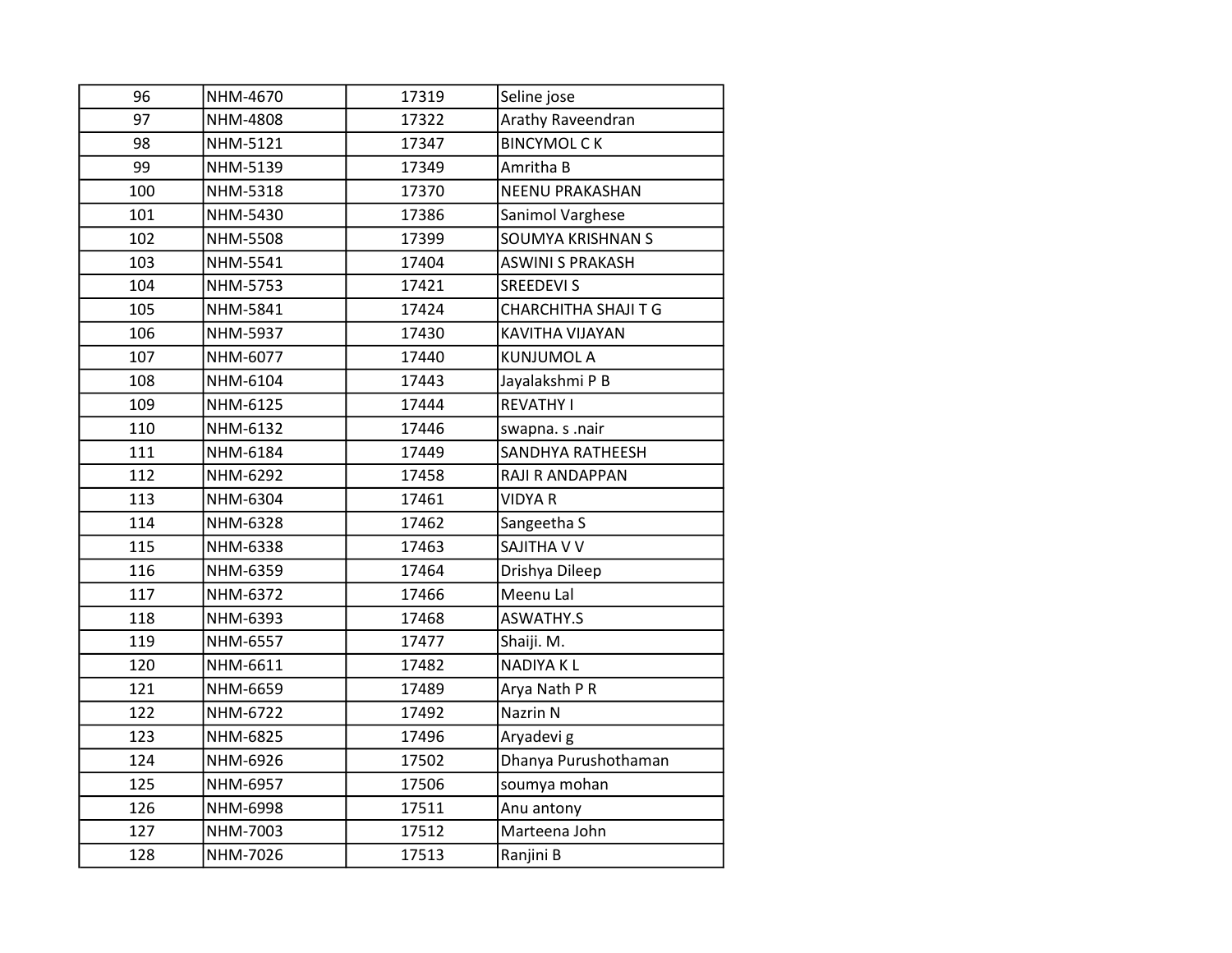| | | | |
|---|---|---|---|
| 96 | NHM-4670 | 17319 | Seline jose |
| 97 | NHM-4808 | 17322 | Arathy Raveendran |
| 98 | NHM-5121 | 17347 | BINCYMOL C K |
| 99 | NHM-5139 | 17349 | Amritha B |
| 100 | NHM-5318 | 17370 | NEENU PRAKASHAN |
| 101 | NHM-5430 | 17386 | Sanimol Varghese |
| 102 | NHM-5508 | 17399 | SOUMYA KRISHNAN S |
| 103 | NHM-5541 | 17404 | ASWINI S PRAKASH |
| 104 | NHM-5753 | 17421 | SREEDEVI S |
| 105 | NHM-5841 | 17424 | CHARCHITHA SHAJI T G |
| 106 | NHM-5937 | 17430 | KAVITHA VIJAYAN |
| 107 | NHM-6077 | 17440 | KUNJUMOL A |
| 108 | NHM-6104 | 17443 | Jayalakshmi P B |
| 109 | NHM-6125 | 17444 | REVATHY I |
| 110 | NHM-6132 | 17446 | swapna. s .nair |
| 111 | NHM-6184 | 17449 | SANDHYA RATHEESH |
| 112 | NHM-6292 | 17458 | RAJI R ANDAPPAN |
| 113 | NHM-6304 | 17461 | VIDYA R |
| 114 | NHM-6328 | 17462 | Sangeetha S |
| 115 | NHM-6338 | 17463 | SAJITHA V V |
| 116 | NHM-6359 | 17464 | Drishya Dileep |
| 117 | NHM-6372 | 17466 | Meenu Lal |
| 118 | NHM-6393 | 17468 | ASWATHY.S |
| 119 | NHM-6557 | 17477 | Shaiji. M. |
| 120 | NHM-6611 | 17482 | NADIYA K L |
| 121 | NHM-6659 | 17489 | Arya Nath P R |
| 122 | NHM-6722 | 17492 | Nazrin N |
| 123 | NHM-6825 | 17496 | Aryadevi g |
| 124 | NHM-6926 | 17502 | Dhanya Purushothaman |
| 125 | NHM-6957 | 17506 | soumya mohan |
| 126 | NHM-6998 | 17511 | Anu antony |
| 127 | NHM-7003 | 17512 | Marteena John |
| 128 | NHM-7026 | 17513 | Ranjini B |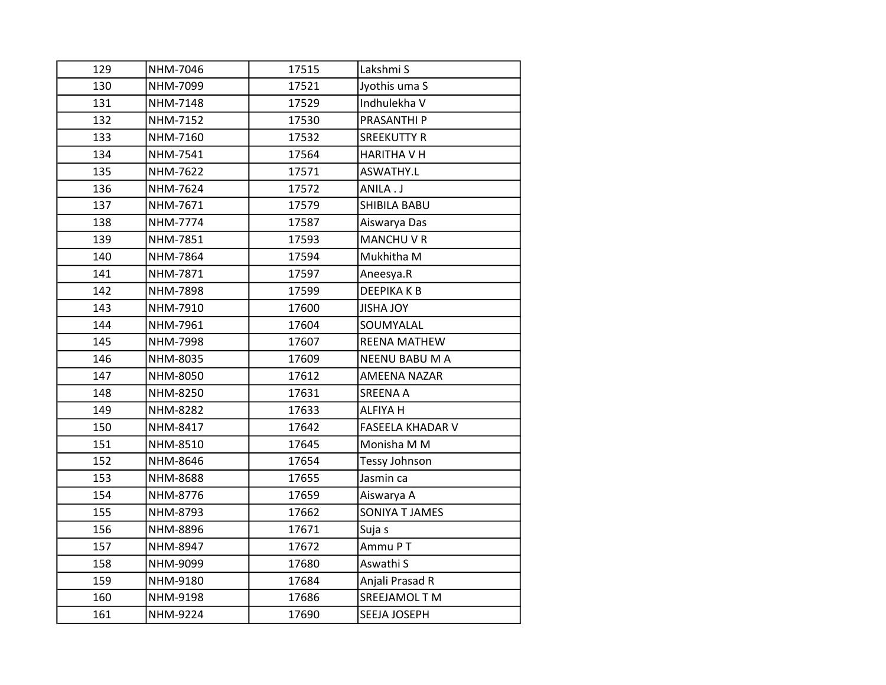| 129 | NHM-7046 | 17515 | Lakshmi S |
|---|---|---|---|
| 130 | NHM-7099 | 17521 | Jyothis uma S |
| 131 | NHM-7148 | 17529 | Indhulekha V |
| 132 | NHM-7152 | 17530 | PRASANTHI P |
| 133 | NHM-7160 | 17532 | SREEKUTTY R |
| 134 | NHM-7541 | 17564 | HARITHA V H |
| 135 | NHM-7622 | 17571 | ASWATHY.L |
| 136 | NHM-7624 | 17572 | ANILA . J |
| 137 | NHM-7671 | 17579 | SHIBILA BABU |
| 138 | NHM-7774 | 17587 | Aiswarya Das |
| 139 | NHM-7851 | 17593 | MANCHU V R |
| 140 | NHM-7864 | 17594 | Mukhitha M |
| 141 | NHM-7871 | 17597 | Aneesya.R |
| 142 | NHM-7898 | 17599 | DEEPIKA K B |
| 143 | NHM-7910 | 17600 | JISHA JOY |
| 144 | NHM-7961 | 17604 | SOUMYALAL |
| 145 | NHM-7998 | 17607 | REENA MATHEW |
| 146 | NHM-8035 | 17609 | NEENU BABU M A |
| 147 | NHM-8050 | 17612 | AMEENA NAZAR |
| 148 | NHM-8250 | 17631 | SREENA A |
| 149 | NHM-8282 | 17633 | ALFIYA H |
| 150 | NHM-8417 | 17642 | FASEELA KHADAR V |
| 151 | NHM-8510 | 17645 | Monisha M M |
| 152 | NHM-8646 | 17654 | Tessy Johnson |
| 153 | NHM-8688 | 17655 | Jasmin ca |
| 154 | NHM-8776 | 17659 | Aiswarya A |
| 155 | NHM-8793 | 17662 | SONIYA T JAMES |
| 156 | NHM-8896 | 17671 | Suja s |
| 157 | NHM-8947 | 17672 | Ammu P T |
| 158 | NHM-9099 | 17680 | Aswathi S |
| 159 | NHM-9180 | 17684 | Anjali Prasad R |
| 160 | NHM-9198 | 17686 | SREEJAMOL T M |
| 161 | NHM-9224 | 17690 | SEEJA JOSEPH |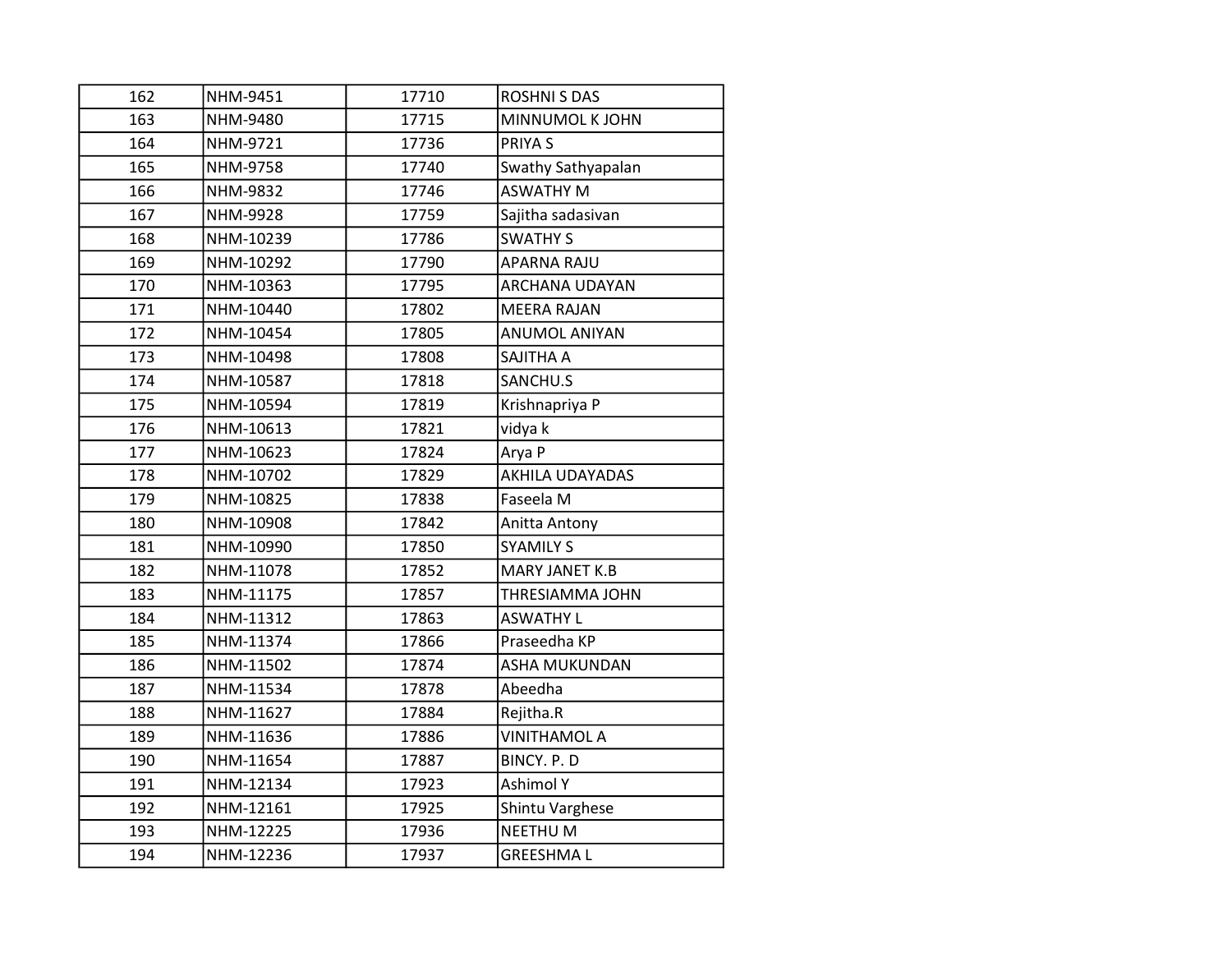| 162 | NHM-9451 | 17710 | ROSHNI S DAS |
|---|---|---|---|
| 163 | NHM-9480 | 17715 | MINNUMOL K JOHN |
| 164 | NHM-9721 | 17736 | PRIYA S |
| 165 | NHM-9758 | 17740 | Swathy Sathyapalan |
| 166 | NHM-9832 | 17746 | ASWATHY M |
| 167 | NHM-9928 | 17759 | Sajitha sadasivan |
| 168 | NHM-10239 | 17786 | SWATHY S |
| 169 | NHM-10292 | 17790 | APARNA RAJU |
| 170 | NHM-10363 | 17795 | ARCHANA UDAYAN |
| 171 | NHM-10440 | 17802 | MEERA RAJAN |
| 172 | NHM-10454 | 17805 | ANUMOL ANIYAN |
| 173 | NHM-10498 | 17808 | SAJITHA A |
| 174 | NHM-10587 | 17818 | SANCHU.S |
| 175 | NHM-10594 | 17819 | Krishnapriya P |
| 176 | NHM-10613 | 17821 | vidya k |
| 177 | NHM-10623 | 17824 | Arya P |
| 178 | NHM-10702 | 17829 | AKHILA UDAYADAS |
| 179 | NHM-10825 | 17838 | Faseela M |
| 180 | NHM-10908 | 17842 | Anitta Antony |
| 181 | NHM-10990 | 17850 | SYAMILY S |
| 182 | NHM-11078 | 17852 | MARY JANET K.B |
| 183 | NHM-11175 | 17857 | THRESIAMMA JOHN |
| 184 | NHM-11312 | 17863 | ASWATHY L |
| 185 | NHM-11374 | 17866 | Praseedha KP |
| 186 | NHM-11502 | 17874 | ASHA MUKUNDAN |
| 187 | NHM-11534 | 17878 | Abeedha |
| 188 | NHM-11627 | 17884 | Rejitha.R |
| 189 | NHM-11636 | 17886 | VINITHAMOL A |
| 190 | NHM-11654 | 17887 | BINCY. P. D |
| 191 | NHM-12134 | 17923 | Ashimol Y |
| 192 | NHM-12161 | 17925 | Shintu Varghese |
| 193 | NHM-12225 | 17936 | NEETHU M |
| 194 | NHM-12236 | 17937 | GREESHMA L |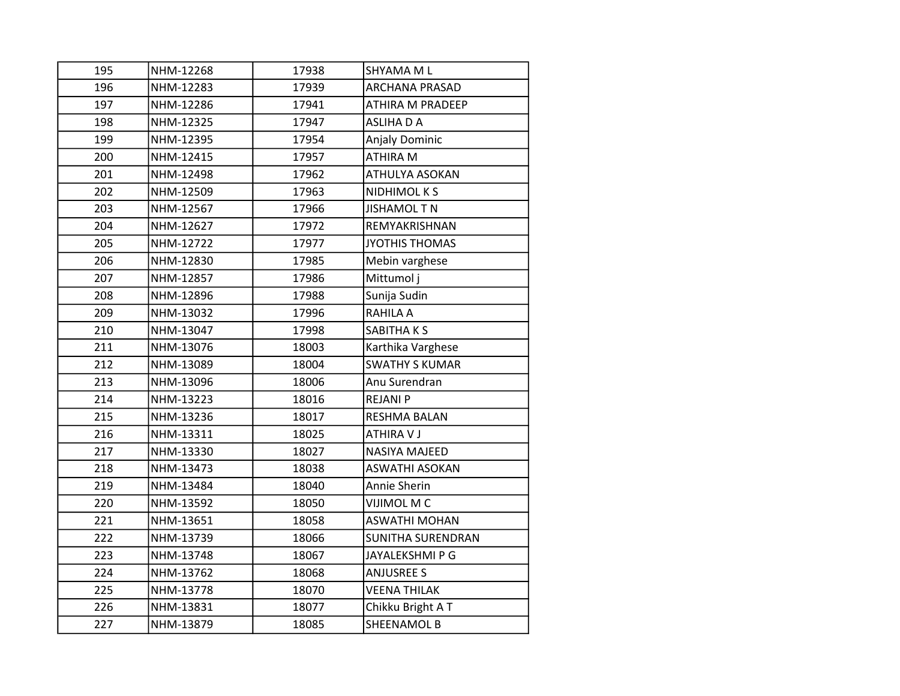| 195 | NHM-12268 | 17938 | SHYAMA M L |
|---|---|---|---|
| 196 | NHM-12283 | 17939 | ARCHANA PRASAD |
| 197 | NHM-12286 | 17941 | ATHIRA M PRADEEP |
| 198 | NHM-12325 | 17947 | ASLIHA D A |
| 199 | NHM-12395 | 17954 | Anjaly Dominic |
| 200 | NHM-12415 | 17957 | ATHIRA M |
| 201 | NHM-12498 | 17962 | ATHULYA ASOKAN |
| 202 | NHM-12509 | 17963 | NIDHIMOL K S |
| 203 | NHM-12567 | 17966 | JISHAMOL T N |
| 204 | NHM-12627 | 17972 | REMYAKRISHNAN |
| 205 | NHM-12722 | 17977 | JYOTHIS THOMAS |
| 206 | NHM-12830 | 17985 | Mebin varghese |
| 207 | NHM-12857 | 17986 | Mittumol j |
| 208 | NHM-12896 | 17988 | Sunija Sudin |
| 209 | NHM-13032 | 17996 | RAHILA A |
| 210 | NHM-13047 | 17998 | SABITHA K S |
| 211 | NHM-13076 | 18003 | Karthika Varghese |
| 212 | NHM-13089 | 18004 | SWATHY S KUMAR |
| 213 | NHM-13096 | 18006 | Anu Surendran |
| 214 | NHM-13223 | 18016 | REJANI P |
| 215 | NHM-13236 | 18017 | RESHMA BALAN |
| 216 | NHM-13311 | 18025 | ATHIRA V J |
| 217 | NHM-13330 | 18027 | NASIYA MAJEED |
| 218 | NHM-13473 | 18038 | ASWATHI ASOKAN |
| 219 | NHM-13484 | 18040 | Annie Sherin |
| 220 | NHM-13592 | 18050 | VIJIMOL M C |
| 221 | NHM-13651 | 18058 | ASWATHI MOHAN |
| 222 | NHM-13739 | 18066 | SUNITHA SURENDRAN |
| 223 | NHM-13748 | 18067 | JAYALEKSHMI P G |
| 224 | NHM-13762 | 18068 | ANJUSREE S |
| 225 | NHM-13778 | 18070 | VEENA THILAK |
| 226 | NHM-13831 | 18077 | Chikku Bright A T |
| 227 | NHM-13879 | 18085 | SHEENAMOL B |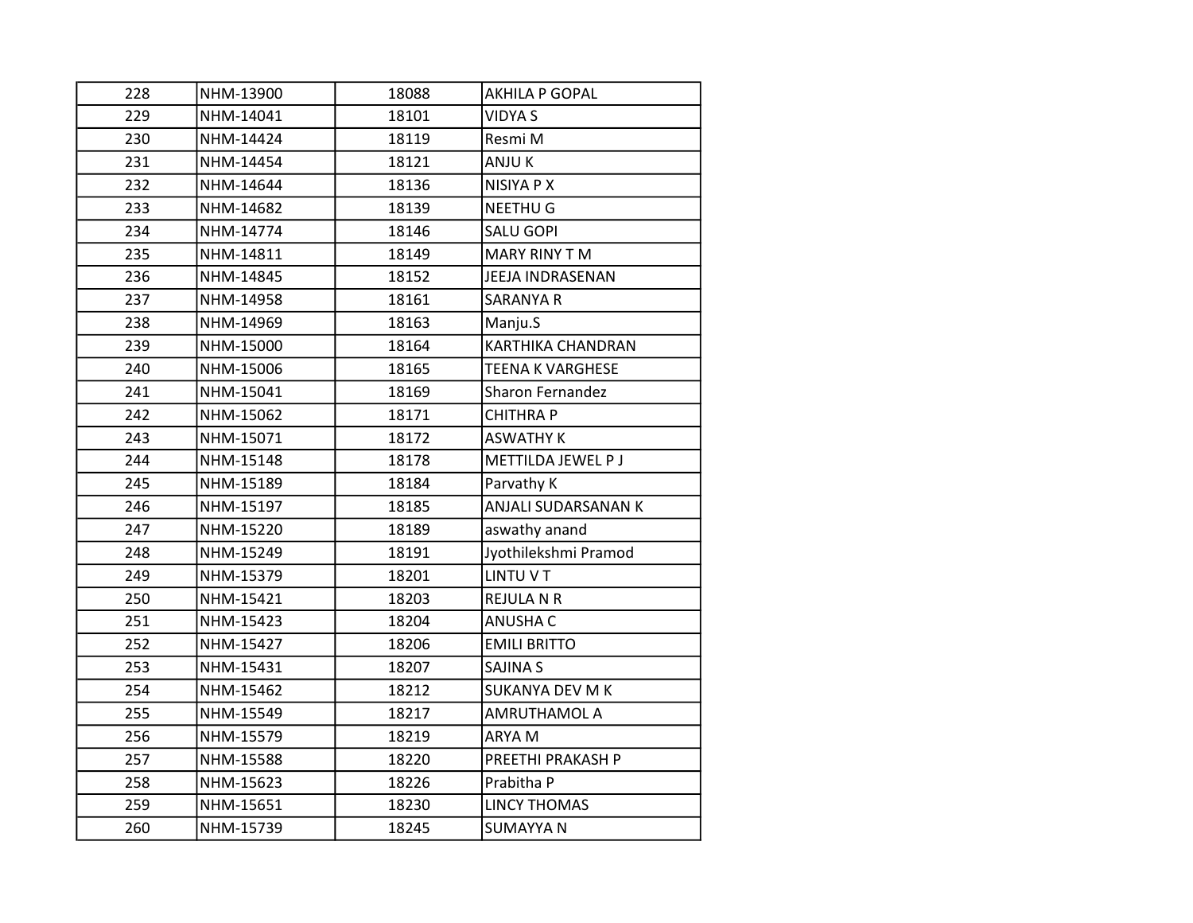| 228 | NHM-13900 | 18088 | AKHILA P GOPAL |
|---|---|---|---|
| 229 | NHM-14041 | 18101 | VIDYA S |
| 230 | NHM-14424 | 18119 | Resmi M |
| 231 | NHM-14454 | 18121 | ANJU K |
| 232 | NHM-14644 | 18136 | NISIYA P X |
| 233 | NHM-14682 | 18139 | NEETHU G |
| 234 | NHM-14774 | 18146 | SALU GOPI |
| 235 | NHM-14811 | 18149 | MARY RINY T M |
| 236 | NHM-14845 | 18152 | JEEJA INDRASENAN |
| 237 | NHM-14958 | 18161 | SARANYA R |
| 238 | NHM-14969 | 18163 | Manju.S |
| 239 | NHM-15000 | 18164 | KARTHIKA CHANDRAN |
| 240 | NHM-15006 | 18165 | TEENA K VARGHESE |
| 241 | NHM-15041 | 18169 | Sharon Fernandez |
| 242 | NHM-15062 | 18171 | CHITHRA P |
| 243 | NHM-15071 | 18172 | ASWATHY K |
| 244 | NHM-15148 | 18178 | METTILDA JEWEL P J |
| 245 | NHM-15189 | 18184 | Parvathy K |
| 246 | NHM-15197 | 18185 | ANJALI SUDARSANAN K |
| 247 | NHM-15220 | 18189 | aswathy anand |
| 248 | NHM-15249 | 18191 | Jyothilekshmi Pramod |
| 249 | NHM-15379 | 18201 | LINTU V T |
| 250 | NHM-15421 | 18203 | REJULA N R |
| 251 | NHM-15423 | 18204 | ANUSHA C |
| 252 | NHM-15427 | 18206 | EMILI BRITTO |
| 253 | NHM-15431 | 18207 | SAJINA S |
| 254 | NHM-15462 | 18212 | SUKANYA DEV M K |
| 255 | NHM-15549 | 18217 | AMRUTHAMOL A |
| 256 | NHM-15579 | 18219 | ARYA M |
| 257 | NHM-15588 | 18220 | PREETHI PRAKASH P |
| 258 | NHM-15623 | 18226 | Prabitha P |
| 259 | NHM-15651 | 18230 | LINCY THOMAS |
| 260 | NHM-15739 | 18245 | SUMAYYA N |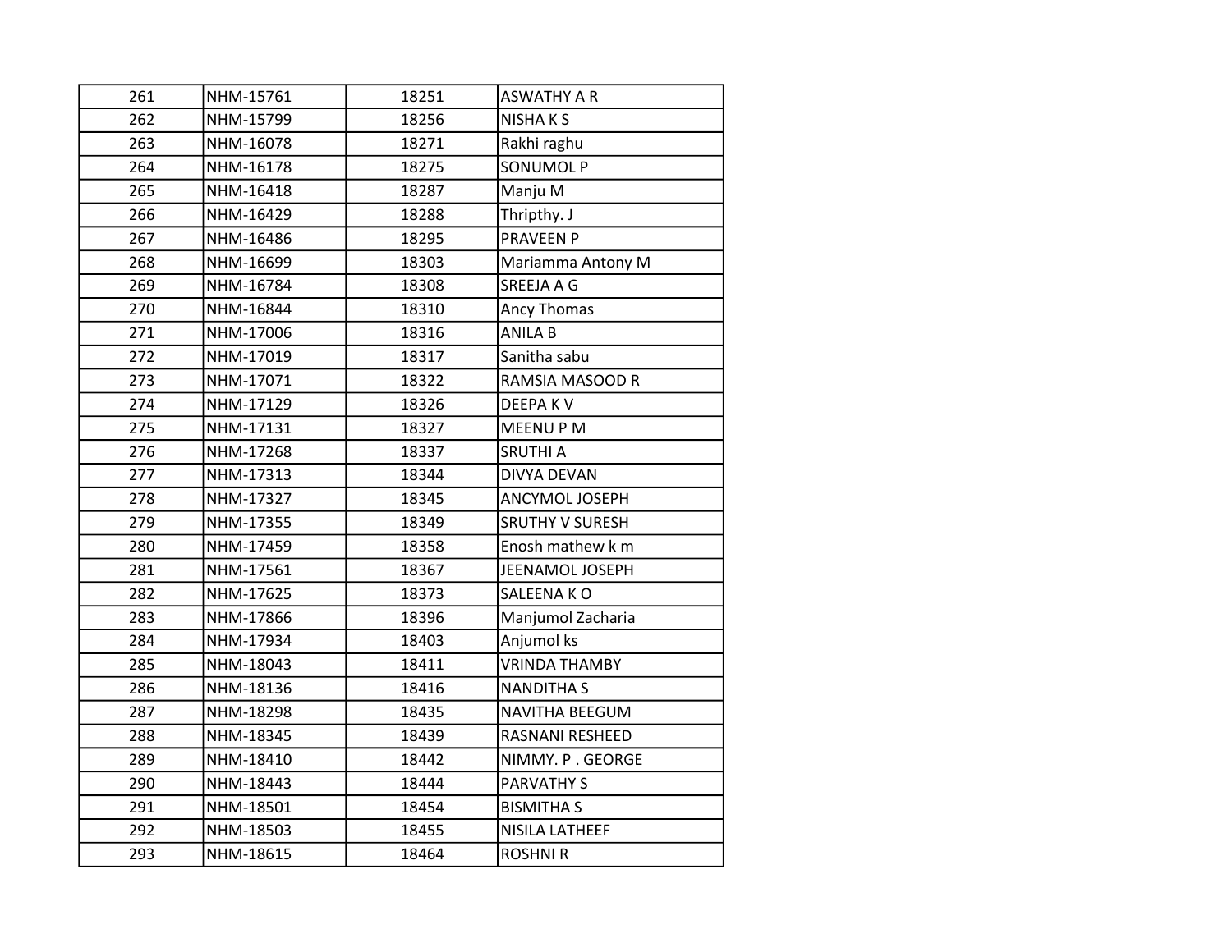| | | | |
|---|---|---|---|
| 261 | NHM-15761 | 18251 | ASWATHY A R |
| 262 | NHM-15799 | 18256 | NISHA K S |
| 263 | NHM-16078 | 18271 | Rakhi raghu |
| 264 | NHM-16178 | 18275 | SONUMOL P |
| 265 | NHM-16418 | 18287 | Manju M |
| 266 | NHM-16429 | 18288 | Thripthy. J |
| 267 | NHM-16486 | 18295 | PRAVEEN P |
| 268 | NHM-16699 | 18303 | Mariamma Antony M |
| 269 | NHM-16784 | 18308 | SREEJA A G |
| 270 | NHM-16844 | 18310 | Ancy Thomas |
| 271 | NHM-17006 | 18316 | ANILA B |
| 272 | NHM-17019 | 18317 | Sanitha sabu |
| 273 | NHM-17071 | 18322 | RAMSIA MASOOD R |
| 274 | NHM-17129 | 18326 | DEEPA K V |
| 275 | NHM-17131 | 18327 | MEENU P M |
| 276 | NHM-17268 | 18337 | SRUTHI A |
| 277 | NHM-17313 | 18344 | DIVYA DEVAN |
| 278 | NHM-17327 | 18345 | ANCYMOL JOSEPH |
| 279 | NHM-17355 | 18349 | SRUTHY V SURESH |
| 280 | NHM-17459 | 18358 | Enosh mathew k m |
| 281 | NHM-17561 | 18367 | JEENAMOL JOSEPH |
| 282 | NHM-17625 | 18373 | SALEENA K O |
| 283 | NHM-17866 | 18396 | Manjumol Zacharia |
| 284 | NHM-17934 | 18403 | Anjumol ks |
| 285 | NHM-18043 | 18411 | VRINDA THAMBY |
| 286 | NHM-18136 | 18416 | NANDITHA S |
| 287 | NHM-18298 | 18435 | NAVITHA BEEGUM |
| 288 | NHM-18345 | 18439 | RASNANI RESHEED |
| 289 | NHM-18410 | 18442 | NIMMY. P . GEORGE |
| 290 | NHM-18443 | 18444 | PARVATHY S |
| 291 | NHM-18501 | 18454 | BISMITHA S |
| 292 | NHM-18503 | 18455 | NISILA LATHEEF |
| 293 | NHM-18615 | 18464 | ROSHNI R |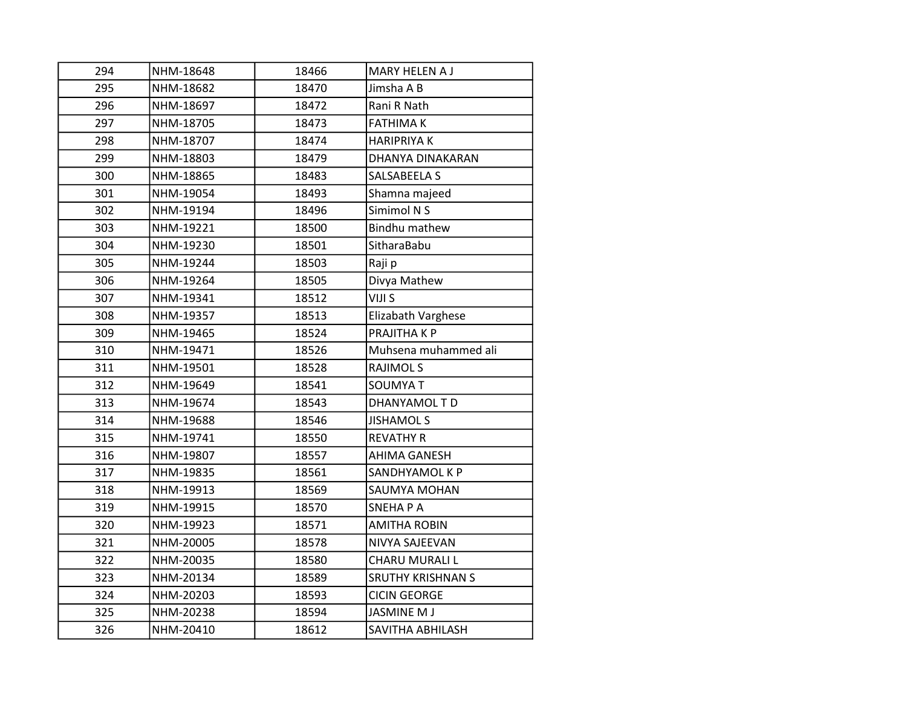| | | | |
|---|---|---|---|
| 294 | NHM-18648 | 18466 | MARY HELEN A J |
| 295 | NHM-18682 | 18470 | Jimsha A B |
| 296 | NHM-18697 | 18472 | Rani R Nath |
| 297 | NHM-18705 | 18473 | FATHIMA K |
| 298 | NHM-18707 | 18474 | HARIPRIYA K |
| 299 | NHM-18803 | 18479 | DHANYA DINAKARAN |
| 300 | NHM-18865 | 18483 | SALSABEELA S |
| 301 | NHM-19054 | 18493 | Shamna majeed |
| 302 | NHM-19194 | 18496 | Simimol N S |
| 303 | NHM-19221 | 18500 | Bindhu mathew |
| 304 | NHM-19230 | 18501 | SitharaBabu |
| 305 | NHM-19244 | 18503 | Raji p |
| 306 | NHM-19264 | 18505 | Divya Mathew |
| 307 | NHM-19341 | 18512 | VIJI S |
| 308 | NHM-19357 | 18513 | Elizabath Varghese |
| 309 | NHM-19465 | 18524 | PRAJITHA K P |
| 310 | NHM-19471 | 18526 | Muhsena muhammed ali |
| 311 | NHM-19501 | 18528 | RAJIMOL S |
| 312 | NHM-19649 | 18541 | SOUMYA T |
| 313 | NHM-19674 | 18543 | DHANYAMOL T D |
| 314 | NHM-19688 | 18546 | JISHAMOL S |
| 315 | NHM-19741 | 18550 | REVATHY R |
| 316 | NHM-19807 | 18557 | AHIMA GANESH |
| 317 | NHM-19835 | 18561 | SANDHYAMOL K P |
| 318 | NHM-19913 | 18569 | SAUMYA MOHAN |
| 319 | NHM-19915 | 18570 | SNEHA P A |
| 320 | NHM-19923 | 18571 | AMITHA ROBIN |
| 321 | NHM-20005 | 18578 | NIVYA SAJEEVAN |
| 322 | NHM-20035 | 18580 | CHARU MURALI L |
| 323 | NHM-20134 | 18589 | SRUTHY KRISHNAN S |
| 324 | NHM-20203 | 18593 | CICIN GEORGE |
| 325 | NHM-20238 | 18594 | JASMINE M J |
| 326 | NHM-20410 | 18612 | SAVITHA ABHILASH |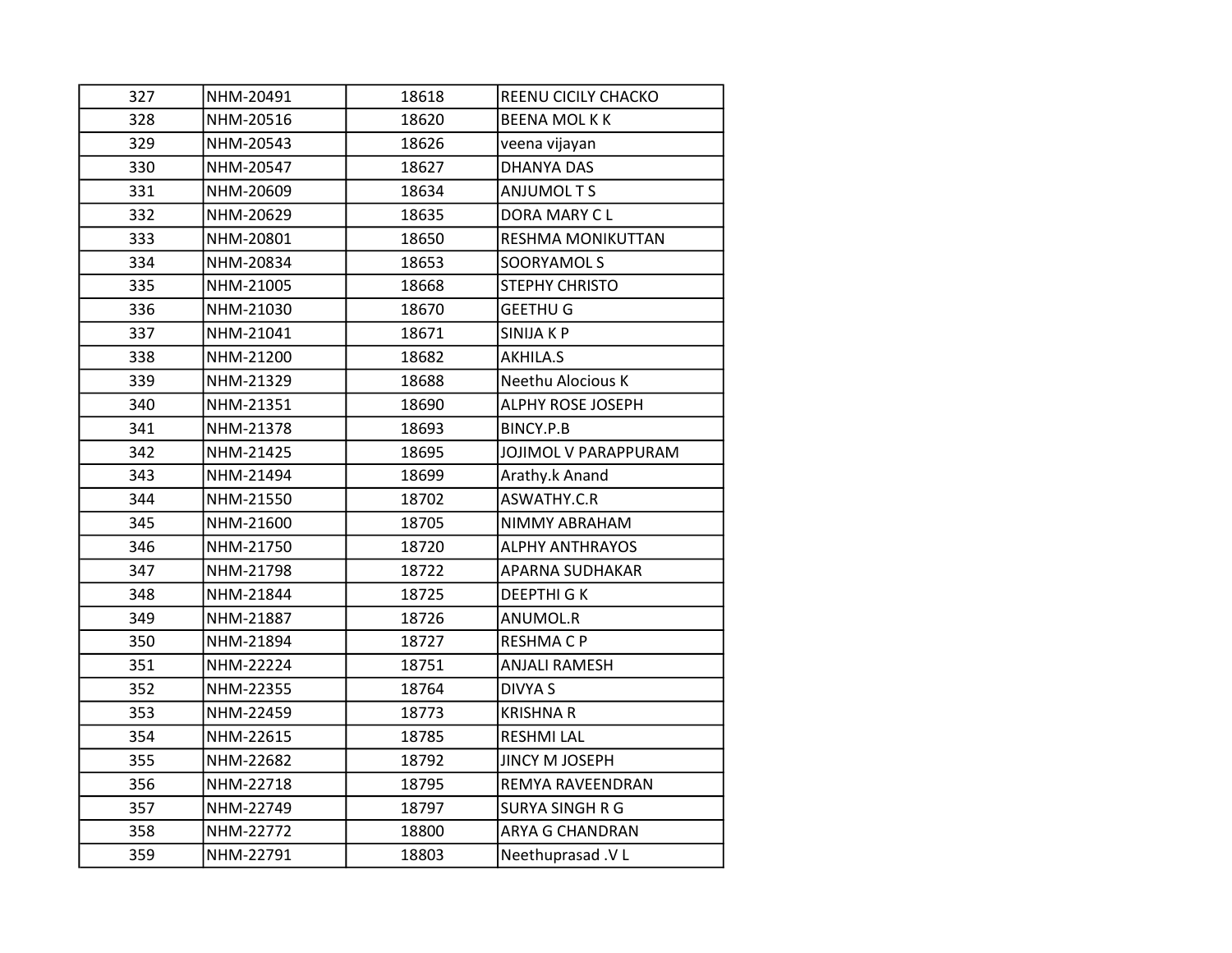| | | | |
|---|---|---|---|
| 327 | NHM-20491 | 18618 | REENU CICILY CHACKO |
| 328 | NHM-20516 | 18620 | BEENA MOL K K |
| 329 | NHM-20543 | 18626 | veena vijayan |
| 330 | NHM-20547 | 18627 | DHANYA DAS |
| 331 | NHM-20609 | 18634 | ANJUMOL T S |
| 332 | NHM-20629 | 18635 | DORA MARY C L |
| 333 | NHM-20801 | 18650 | RESHMA MONIKUTTAN |
| 334 | NHM-20834 | 18653 | SOORYAMOL S |
| 335 | NHM-21005 | 18668 | STEPHY CHRISTO |
| 336 | NHM-21030 | 18670 | GEETHU G |
| 337 | NHM-21041 | 18671 | SINIJA K P |
| 338 | NHM-21200 | 18682 | AKHILA.S |
| 339 | NHM-21329 | 18688 | Neethu Alocious K |
| 340 | NHM-21351 | 18690 | ALPHY ROSE JOSEPH |
| 341 | NHM-21378 | 18693 | BINCY.P.B |
| 342 | NHM-21425 | 18695 | JOJIMOL V PARAPPURAM |
| 343 | NHM-21494 | 18699 | Arathy.k Anand |
| 344 | NHM-21550 | 18702 | ASWATHY.C.R |
| 345 | NHM-21600 | 18705 | NIMMY ABRAHAM |
| 346 | NHM-21750 | 18720 | ALPHY ANTHRAYOS |
| 347 | NHM-21798 | 18722 | APARNA SUDHAKAR |
| 348 | NHM-21844 | 18725 | DEEPTHI G K |
| 349 | NHM-21887 | 18726 | ANUMOL.R |
| 350 | NHM-21894 | 18727 | RESHMA C P |
| 351 | NHM-22224 | 18751 | ANJALI RAMESH |
| 352 | NHM-22355 | 18764 | DIVYA S |
| 353 | NHM-22459 | 18773 | KRISHNA R |
| 354 | NHM-22615 | 18785 | RESHMI LAL |
| 355 | NHM-22682 | 18792 | JINCY M JOSEPH |
| 356 | NHM-22718 | 18795 | REMYA RAVEENDRAN |
| 357 | NHM-22749 | 18797 | SURYA SINGH R G |
| 358 | NHM-22772 | 18800 | ARYA G CHANDRAN |
| 359 | NHM-22791 | 18803 | Neethuprasad .V L |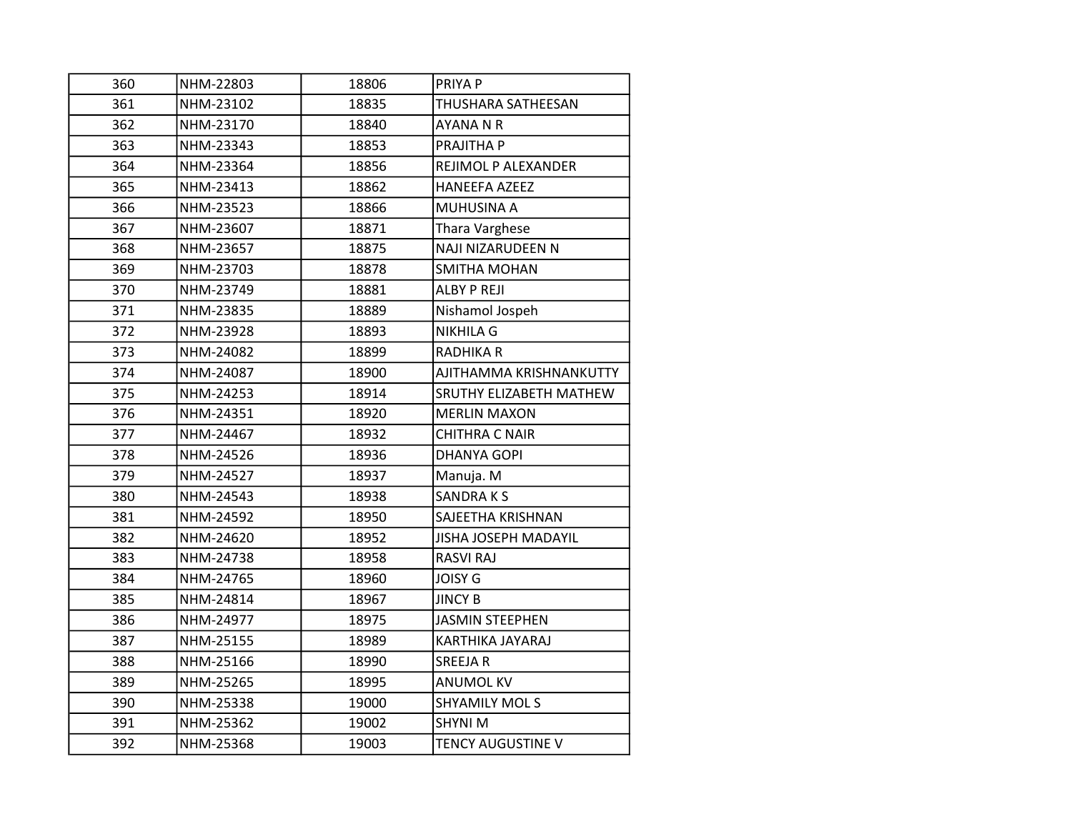| 360 | NHM-22803 | 18806 | PRIYA P |
|---|---|---|---|
| 361 | NHM-23102 | 18835 | THUSHARA SATHEESAN |
| 362 | NHM-23170 | 18840 | AYANA N R |
| 363 | NHM-23343 | 18853 | PRAJITHA P |
| 364 | NHM-23364 | 18856 | REJIMOL P ALEXANDER |
| 365 | NHM-23413 | 18862 | HANEEFA AZEEZ |
| 366 | NHM-23523 | 18866 | MUHUSINA A |
| 367 | NHM-23607 | 18871 | Thara Varghese |
| 368 | NHM-23657 | 18875 | NAJI NIZARUDEEN N |
| 369 | NHM-23703 | 18878 | SMITHA MOHAN |
| 370 | NHM-23749 | 18881 | ALBY P REJI |
| 371 | NHM-23835 | 18889 | Nishamol Jospeh |
| 372 | NHM-23928 | 18893 | NIKHILA G |
| 373 | NHM-24082 | 18899 | RADHIKA R |
| 374 | NHM-24087 | 18900 | AJITHAMMA KRISHNANKUTTY |
| 375 | NHM-24253 | 18914 | SRUTHY ELIZABETH MATHEW |
| 376 | NHM-24351 | 18920 | MERLIN MAXON |
| 377 | NHM-24467 | 18932 | CHITHRA C NAIR |
| 378 | NHM-24526 | 18936 | DHANYA GOPI |
| 379 | NHM-24527 | 18937 | Manuja. M |
| 380 | NHM-24543 | 18938 | SANDRA K S |
| 381 | NHM-24592 | 18950 | SAJEETHA KRISHNAN |
| 382 | NHM-24620 | 18952 | JISHA JOSEPH MADAYIL |
| 383 | NHM-24738 | 18958 | RASVI RAJ |
| 384 | NHM-24765 | 18960 | JOISY G |
| 385 | NHM-24814 | 18967 | JINCY B |
| 386 | NHM-24977 | 18975 | JASMIN STEEPHEN |
| 387 | NHM-25155 | 18989 | KARTHIKA JAYARAJ |
| 388 | NHM-25166 | 18990 | SREEJA R |
| 389 | NHM-25265 | 18995 | ANUMOL KV |
| 390 | NHM-25338 | 19000 | SHYAMILY MOL S |
| 391 | NHM-25362 | 19002 | SHYNI M |
| 392 | NHM-25368 | 19003 | TENCY AUGUSTINE V |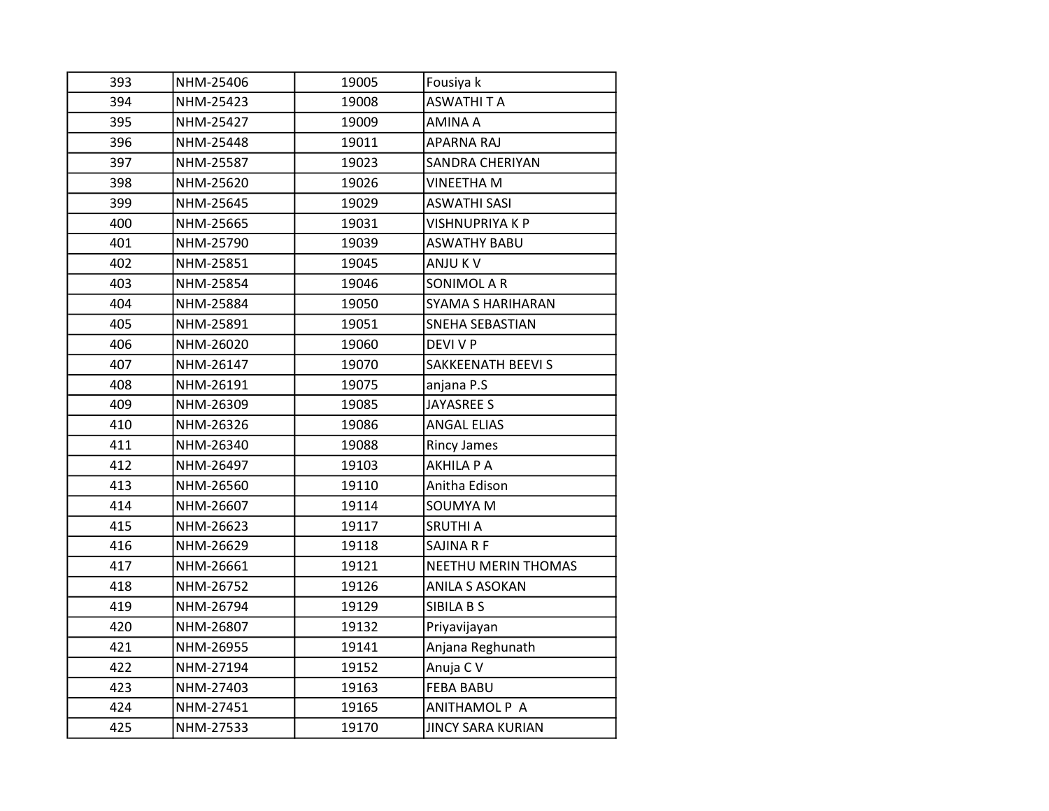| | | | |
|---|---|---|---|
| 393 | NHM-25406 | 19005 | Fousiya k |
| 394 | NHM-25423 | 19008 | ASWATHI T A |
| 395 | NHM-25427 | 19009 | AMINA A |
| 396 | NHM-25448 | 19011 | APARNA RAJ |
| 397 | NHM-25587 | 19023 | SANDRA CHERIYAN |
| 398 | NHM-25620 | 19026 | VINEETHA M |
| 399 | NHM-25645 | 19029 | ASWATHI SASI |
| 400 | NHM-25665 | 19031 | VISHNUPRIYA K P |
| 401 | NHM-25790 | 19039 | ASWATHY BABU |
| 402 | NHM-25851 | 19045 | ANJU K V |
| 403 | NHM-25854 | 19046 | SONIMOL A R |
| 404 | NHM-25884 | 19050 | SYAMA S HARIHARAN |
| 405 | NHM-25891 | 19051 | SNEHA SEBASTIAN |
| 406 | NHM-26020 | 19060 | DEVI V P |
| 407 | NHM-26147 | 19070 | SAKKEENATH BEEVI S |
| 408 | NHM-26191 | 19075 | anjana P.S |
| 409 | NHM-26309 | 19085 | JAYASREE S |
| 410 | NHM-26326 | 19086 | ANGAL ELIAS |
| 411 | NHM-26340 | 19088 | Rincy James |
| 412 | NHM-26497 | 19103 | AKHILA P A |
| 413 | NHM-26560 | 19110 | Anitha Edison |
| 414 | NHM-26607 | 19114 | SOUMYA M |
| 415 | NHM-26623 | 19117 | SRUTHI A |
| 416 | NHM-26629 | 19118 | SAJINA R F |
| 417 | NHM-26661 | 19121 | NEETHU MERIN THOMAS |
| 418 | NHM-26752 | 19126 | ANILA S ASOKAN |
| 419 | NHM-26794 | 19129 | SIBILA B S |
| 420 | NHM-26807 | 19132 | Priyavijayan |
| 421 | NHM-26955 | 19141 | Anjana Reghunath |
| 422 | NHM-27194 | 19152 | Anuja C V |
| 423 | NHM-27403 | 19163 | FEBA BABU |
| 424 | NHM-27451 | 19165 | ANITHAMOL P A |
| 425 | NHM-27533 | 19170 | JINCY SARA KURIAN |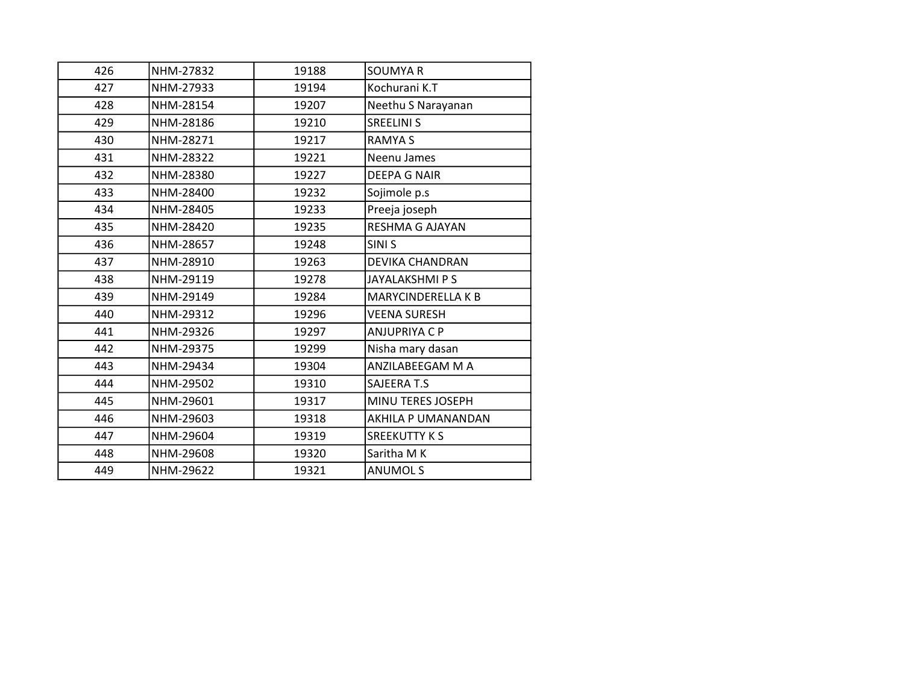| | | | |
|---|---|---|---|
| 426 | NHM-27832 | 19188 | SOUMYA R |
| 427 | NHM-27933 | 19194 | Kochurani K.T |
| 428 | NHM-28154 | 19207 | Neethu S Narayanan |
| 429 | NHM-28186 | 19210 | SREELINI S |
| 430 | NHM-28271 | 19217 | RAMYA S |
| 431 | NHM-28322 | 19221 | Neenu James |
| 432 | NHM-28380 | 19227 | DEEPA G NAIR |
| 433 | NHM-28400 | 19232 | Sojimole p.s |
| 434 | NHM-28405 | 19233 | Preeja joseph |
| 435 | NHM-28420 | 19235 | RESHMA G AJAYAN |
| 436 | NHM-28657 | 19248 | SINI S |
| 437 | NHM-28910 | 19263 | DEVIKA CHANDRAN |
| 438 | NHM-29119 | 19278 | JAYALAKSHMI P S |
| 439 | NHM-29149 | 19284 | MARYCINDERELLA K B |
| 440 | NHM-29312 | 19296 | VEENA SURESH |
| 441 | NHM-29326 | 19297 | ANJUPRIYA C P |
| 442 | NHM-29375 | 19299 | Nisha mary dasan |
| 443 | NHM-29434 | 19304 | ANZILABEEGAM M A |
| 444 | NHM-29502 | 19310 | SAJEERA T.S |
| 445 | NHM-29601 | 19317 | MINU TERES JOSEPH |
| 446 | NHM-29603 | 19318 | AKHILA P UMANANDAN |
| 447 | NHM-29604 | 19319 | SREEKUTTY K S |
| 448 | NHM-29608 | 19320 | Saritha M K |
| 449 | NHM-29622 | 19321 | ANUMOL S |